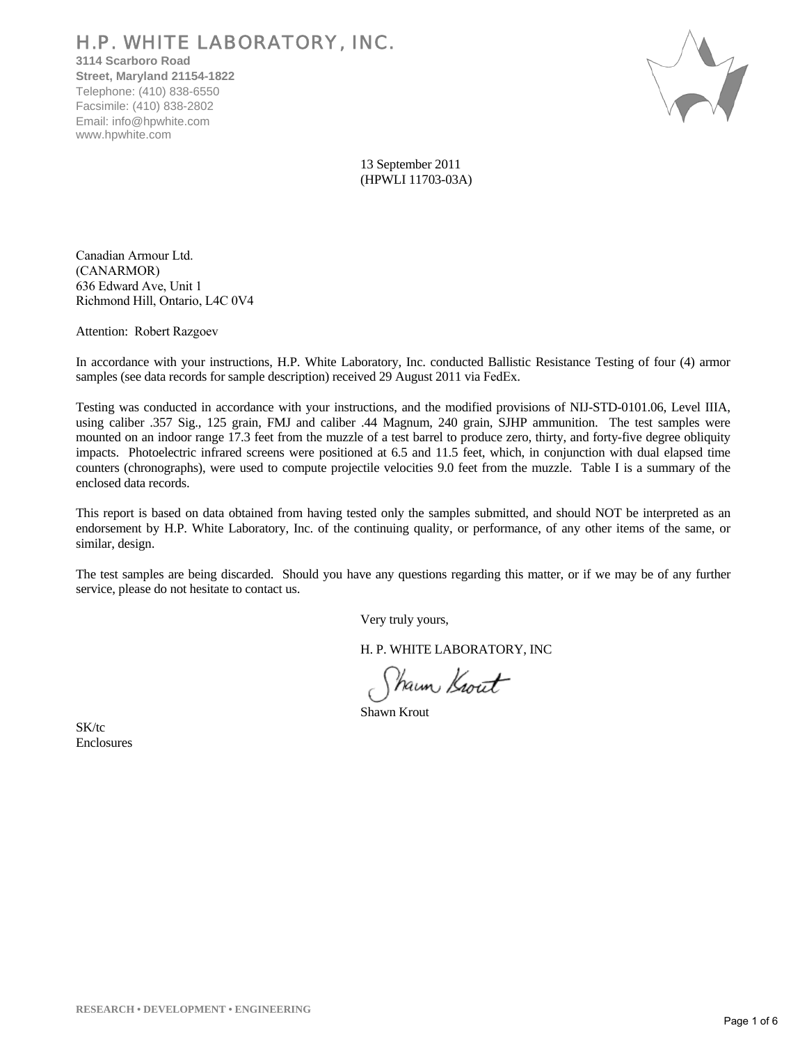# H.P. WHITE LABORATORY, INC.

**3114 Scarboro Road**
**Street, Maryland 21154-1822**
Telephone: (410) 838-6550
Facsimile: (410) 838-2802
Email: info@hpwhite.com
www.hpwhite.com

13 September 2011
(HPWLI 11703-03A)

Canadian Armour Ltd.
(CANARMOR)
636 Edward Ave, Unit 1
Richmond Hill, Ontario, L4C 0V4

Attention: Robert Razgoev

In accordance with your instructions, H.P. White Laboratory, Inc. conducted Ballistic Resistance Testing of four (4) armor samples (see data records for sample description) received 29 August 2011 via FedEx.

Testing was conducted in accordance with your instructions, and the modified provisions of NIJ-STD-0101.06, Level IIIA, using caliber .357 Sig., 125 grain, FMJ and caliber .44 Magnum, 240 grain, SJHP ammunition. The test samples were mounted on an indoor range 17.3 feet from the muzzle of a test barrel to produce zero, thirty, and forty-five degree obliquity impacts. Photoelectric infrared screens were positioned at 6.5 and 11.5 feet, which, in conjunction with dual elapsed time counters (chronographs), were used to compute projectile velocities 9.0 feet from the muzzle. Table I is a summary of the enclosed data records.

This report is based on data obtained from having tested only the samples submitted, and should NOT be interpreted as an endorsement by H.P. White Laboratory, Inc. of the continuing quality, or performance, of any other items of the same, or similar, design.

The test samples are being discarded. Should you have any questions regarding this matter, or if we may be of any further service, please do not hesitate to contact us.

Very truly yours,

H. P. WHITE LABORATORY, INC

Shawn Krout

SK/tc
Enclosures

RESEARCH • DEVELOPMENT • ENGINEERING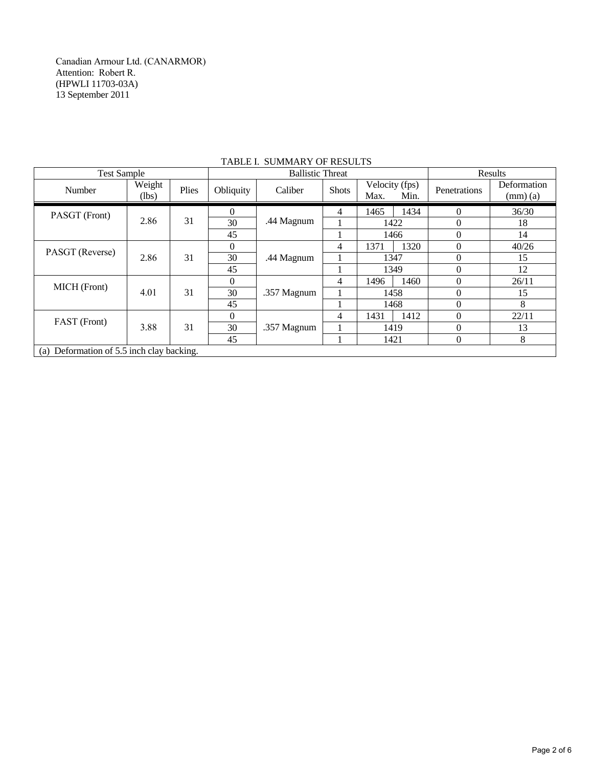Canadian Armour Ltd. (CANARMOR)
Attention: Robert R.
(HPWLI 11703-03A)
13 September 2011

TABLE I. SUMMARY OF RESULTS

| Test Sample | | | Ballistic Threat | | | | | Results | |
|---|---|---|---|---|---|---|---|---|---|
| Number | Weight (lbs) | Plies | Obliquity | Caliber | Shots | Velocity (fps) Max. | Velocity (fps) Min. | Penetrations | Deformation (mm) (a) |
| PASGT (Front) | 2.86 | 31 | 0 | .44 Magnum | 4 | 1465 | 1434 | 0 | 36/30 |
| | | | 30 | | 1 | 1422 | | 0 | 18 |
| | | | 45 | | 1 | 1466 | | 0 | 14 |
| PASGT (Reverse) | 2.86 | 31 | 0 | .44 Magnum | 4 | 1371 | 1320 | 0 | 40/26 |
| | | | 30 | | 1 | 1347 | | 0 | 15 |
| | | | 45 | | 1 | 1349 | | 0 | 12 |
| MICH (Front) | 4.01 | 31 | 0 | .357 Magnum | 4 | 1496 | 1460 | 0 | 26/11 |
| | | | 30 | | 1 | 1458 | | 0 | 15 |
| | | | 45 | | 1 | 1468 | | 0 | 8 |
| FAST (Front) | 3.88 | 31 | 0 | .357 Magnum | 4 | 1431 | 1412 | 0 | 22/11 |
| | | | 30 | | 1 | 1419 | | 0 | 13 |
| | | | 45 | | 1 | 1421 | | 0 | 8 |

(a) Deformation of 5.5 inch clay backing.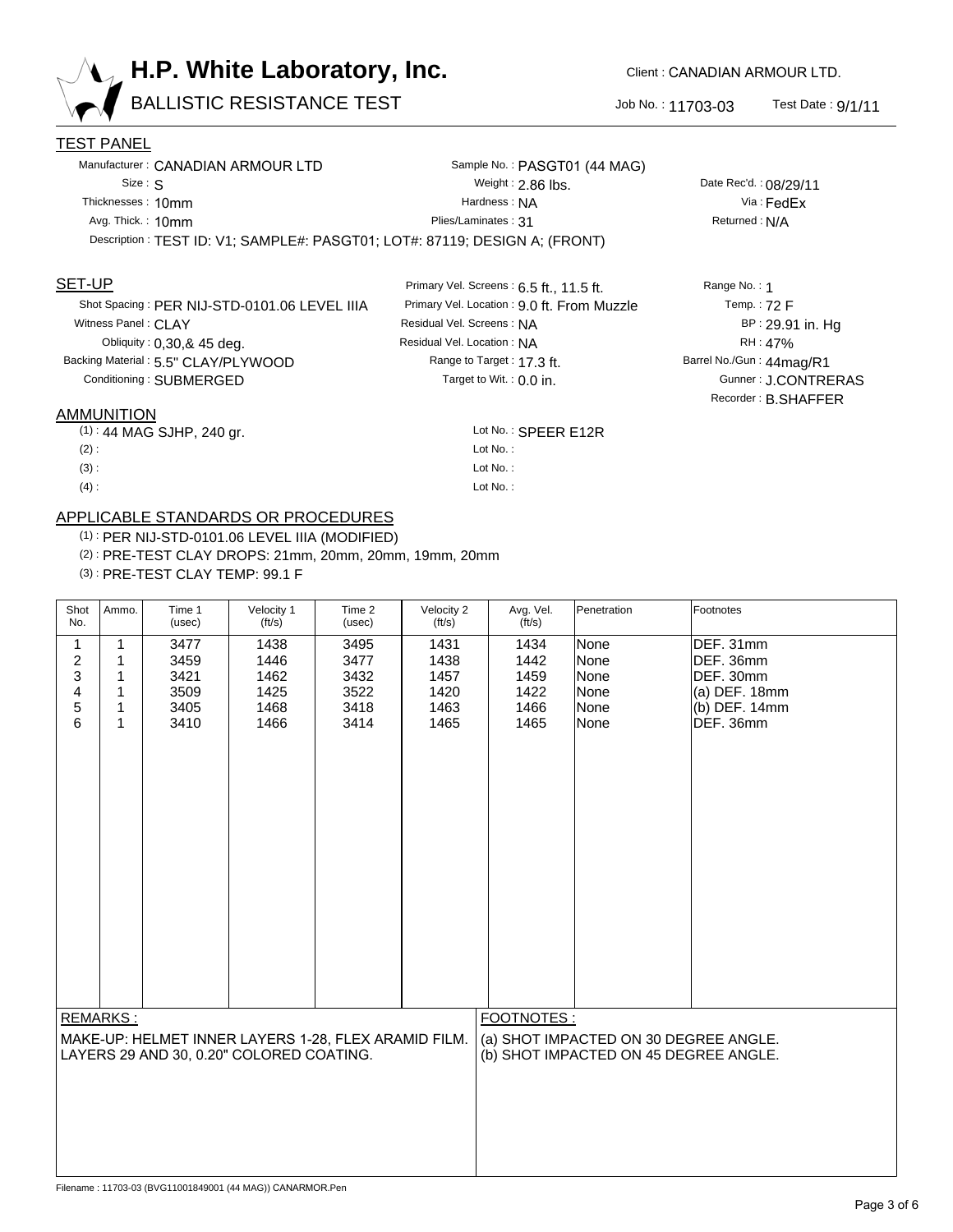# H.P. White Laboratory, Inc.

## BALLISTIC RESISTANCE TEST

Client : CANADIAN ARMOUR LTD.

Job No. : 11703-03 Test Date : 9/1/11

### TEST PANEL

Manufacturer : CANADIAN ARMOUR LTD
Sample No. : PASGT01 (44 MAG)
Size : S
Weight : 2.86 lbs.
Date Rec'd. : 08/29/11
Thicknesses : 10mm
Hardness : NA
Via : FedEx
Avg. Thick. : 10mm
Plies/Laminates : 31
Returned : N/A
Description : TEST ID: V1; SAMPLE#: PASGT01; LOT#: 87119; DESIGN A; (FRONT)

### SET-UP

Primary Vel. Screens : 6.5 ft., 11.5 ft.
Range No. : 1
Shot Spacing : PER NIJ-STD-0101.06 LEVEL IIIA
Primary Vel. Location : 9.0 ft. From Muzzle
Temp. : 72 F
Witness Panel : CLAY
Residual Vel. Screens : NA
BP : 29.91 in. Hg
Obliquity : 0,30,& 45 deg.
Residual Vel. Location : NA
RH : 47%
Backing Material : 5.5" CLAY/PLYWOOD
Range to Target : 17.3 ft.
Barrel No./Gun : 44mag/R1
Conditioning : SUBMERGED
Target to Wit. : 0.0 in.
Gunner : J.CONTRERAS
Recorder : B.SHAFFER

### AMMUNITION

(1) : 44 MAG SJHP, 240 gr. Lot No. : SPEER E12R
(2) : Lot No. :
(3) : Lot No. :
(4) : Lot No. :

### APPLICABLE STANDARDS OR PROCEDURES

(1) : PER NIJ-STD-0101.06 LEVEL IIIA (MODIFIED)
(2) : PRE-TEST CLAY DROPS: 21mm, 20mm, 20mm, 19mm, 20mm
(3) : PRE-TEST CLAY TEMP: 99.1 F

| Shot No. | Ammo. | Time 1 (usec) | Velocity 1 (ft/s) | Time 2 (usec) | Velocity 2 (ft/s) | Avg. Vel. (ft/s) | Penetration | Footnotes |
|---|---|---|---|---|---|---|---|---|
| 1 | 1 | 3477 | 1438 | 3495 | 1431 | 1434 | None | DEF. 31mm |
| 2 | 1 | 3459 | 1446 | 3477 | 1438 | 1442 | None | DEF. 36mm |
| 3 | 1 | 3421 | 1462 | 3432 | 1457 | 1459 | None | DEF. 30mm |
| 4 | 1 | 3509 | 1425 | 3522 | 1420 | 1422 | None | (a) DEF. 18mm |
| 5 | 1 | 3405 | 1468 | 3418 | 1463 | 1466 | None | (b) DEF. 14mm |
| 6 | 1 | 3410 | 1466 | 3414 | 1465 | 1465 | None | DEF. 36mm |

**REMARKS :**

MAKE-UP: HELMET INNER LAYERS 1-28, FLEX ARAMID FILM. LAYERS 29 AND 30, 0.20" COLORED COATING.

**FOOTNOTES :**

(a) SHOT IMPACTED ON 30 DEGREE ANGLE.
(b) SHOT IMPACTED ON 45 DEGREE ANGLE.

Filename : 11703-03 (BVG11001849001 (44 MAG)) CANARMOR.Pen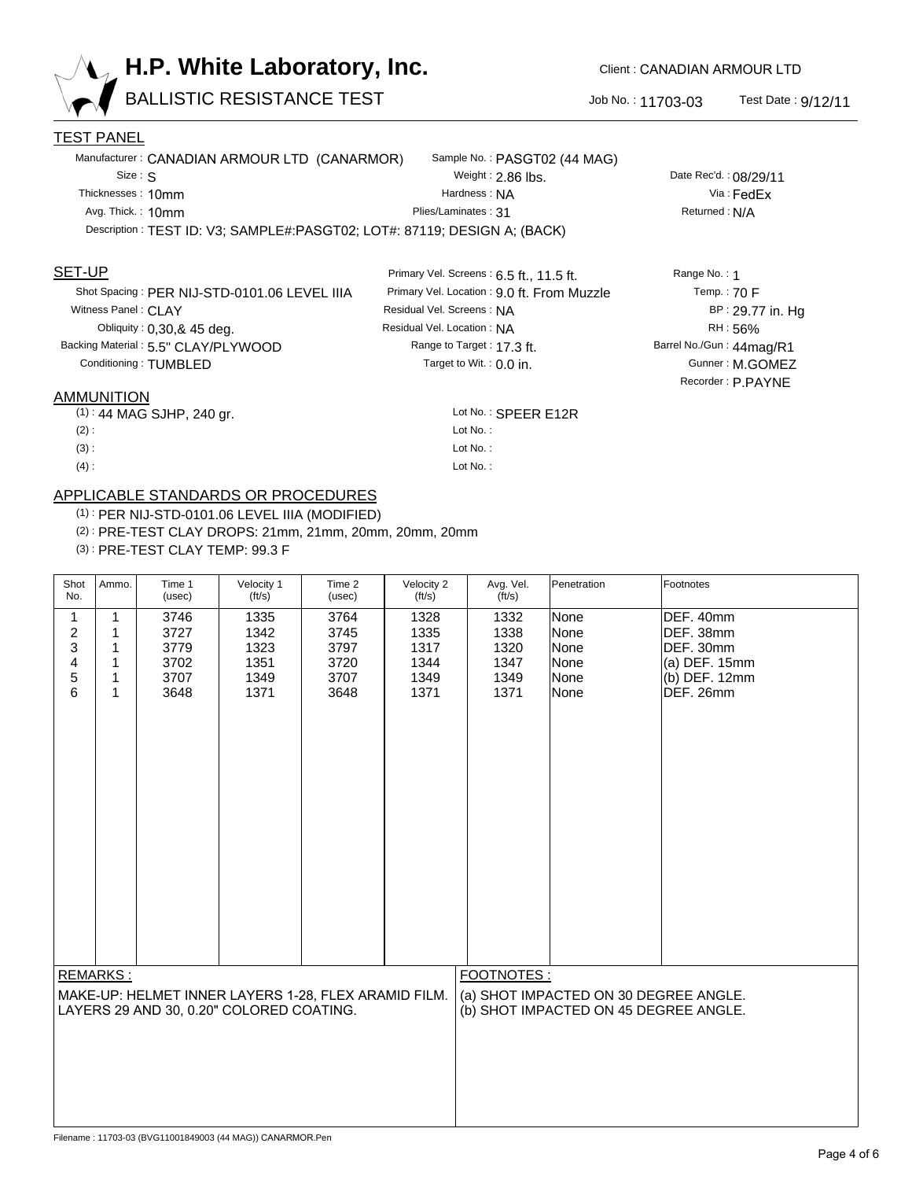# H.P. White Laboratory, Inc.

## BALLISTIC RESISTANCE TEST

Client : CANADIAN ARMOUR LTD

Job No. : 11703-03    Test Date : 9/12/11

### TEST PANEL

Manufacturer : CANADIAN ARMOUR LTD (CANARMOR)
Sample No. : PASGT02 (44 MAG)
Size : S
Weight : 2.86 lbs.
Date Rec'd. : 08/29/11
Thicknesses : 10mm
Hardness : NA
Via : FedEx
Avg. Thick. : 10mm
Plies/Laminates : 31
Returned : N/A
Description : TEST ID: V3; SAMPLE#:PASGT02; LOT#: 87119; DESIGN A; (BACK)

### SET-UP

Shot Spacing : PER NIJ-STD-0101.06 LEVEL IIIA
Witness Panel : CLAY
Obliquity : 0,30,& 45 deg.
Backing Material : 5.5" CLAY/PLYWOOD
Conditioning : TUMBLED

Primary Vel. Screens : 6.5 ft., 11.5 ft.
Primary Vel. Location : 9.0 ft. From Muzzle
Residual Vel. Screens : NA
Residual Vel. Location : NA
Range to Target : 17.3 ft.
Target to Wit. : 0.0 in.

Range No. : 1
Temp. : 70 F
BP : 29.77 in. Hg
RH : 56%
Barrel No./Gun : 44mag/R1
Gunner : M.GOMEZ
Recorder : P.PAYNE

### AMMUNITION

(1) : 44 MAG SJHP, 240 gr.    Lot No. : SPEER E12R
(2) :    Lot No. :
(3) :    Lot No. :
(4) :    Lot No. :

### APPLICABLE STANDARDS OR PROCEDURES

(1) : PER NIJ-STD-0101.06 LEVEL IIIA (MODIFIED)
(2) : PRE-TEST CLAY DROPS: 21mm, 21mm, 20mm, 20mm, 20mm
(3) : PRE-TEST CLAY TEMP: 99.3 F

| Shot No. | Ammo. | Time 1 (usec) | Velocity 1 (ft/s) | Time 2 (usec) | Velocity 2 (ft/s) | Avg. Vel. (ft/s) | Penetration | Footnotes |
|---|---|---|---|---|---|---|---|---|
| 1 | 1 | 3746 | 1335 | 3764 | 1328 | 1332 | None | DEF. 40mm |
| 2 | 1 | 3727 | 1342 | 3745 | 1335 | 1338 | None | DEF. 38mm |
| 3 | 1 | 3779 | 1323 | 3797 | 1317 | 1320 | None | DEF. 30mm |
| 4 | 1 | 3702 | 1351 | 3720 | 1344 | 1347 | None | (a) DEF. 15mm |
| 5 | 1 | 3707 | 1349 | 3707 | 1349 | 1349 | None | (b) DEF. 12mm |
| 6 | 1 | 3648 | 1371 | 3648 | 1371 | 1371 | None | DEF. 26mm |

**REMARKS :**

MAKE-UP: HELMET INNER LAYERS 1-28, FLEX ARAMID FILM. LAYERS 29 AND 30, 0.20" COLORED COATING.

**FOOTNOTES :**

(a) SHOT IMPACTED ON 30 DEGREE ANGLE.
(b) SHOT IMPACTED ON 45 DEGREE ANGLE.

Filename : 11703-03 (BVG11001849003 (44 MAG)) CANARMOR.Pen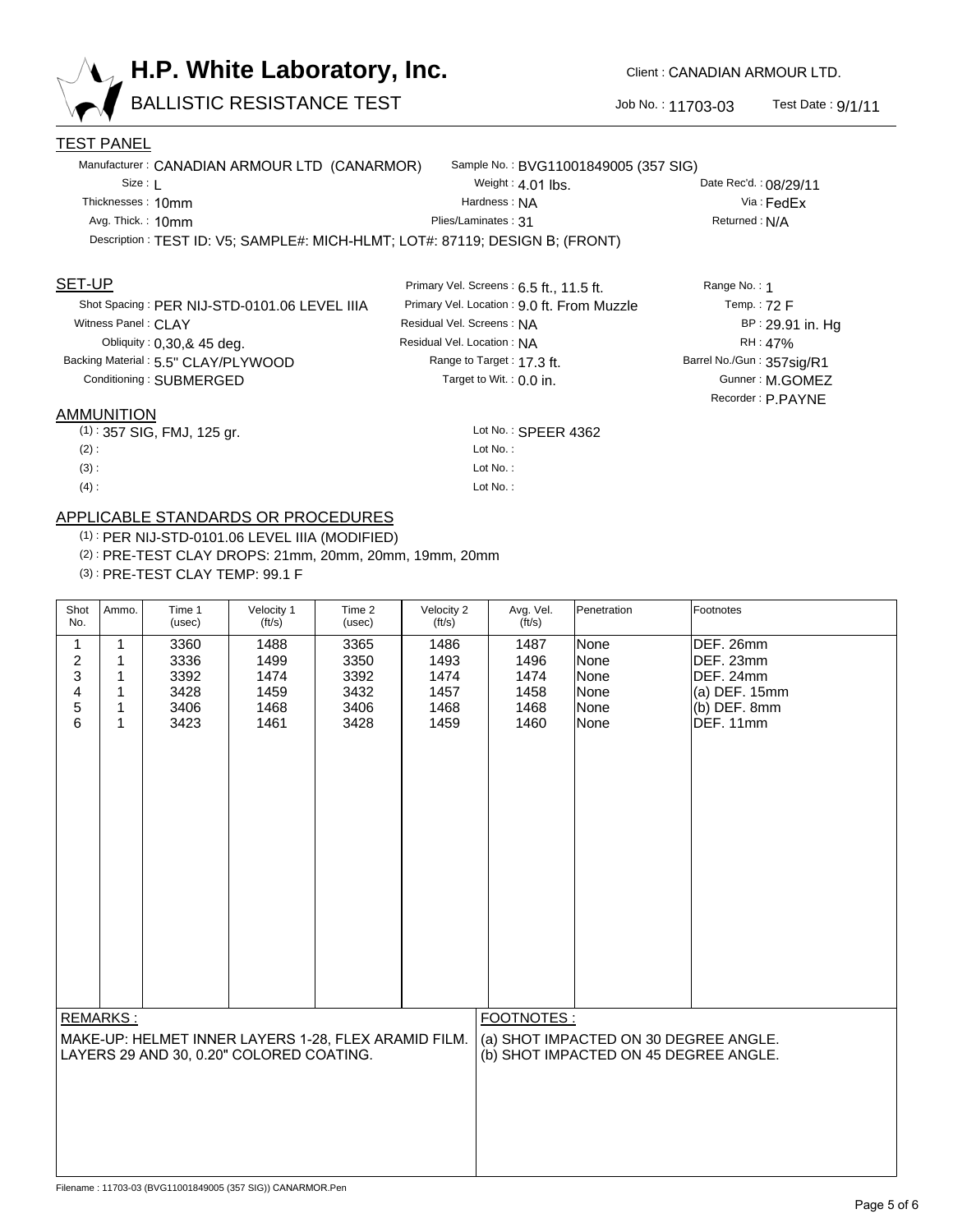# H.P. White Laboratory, Inc.

## BALLISTIC RESISTANCE TEST

Client : CANADIAN ARMOUR LTD.

Job No. : 11703-03 Test Date : 9/1/11

### TEST PANEL

Manufacturer : CANADIAN ARMOUR LTD (CANARMOR)
Sample No. : BVG11001849005 (357 SIG)
Size : L
Weight : 4.01 lbs.
Date Rec'd. : 08/29/11
Thicknesses : 10mm
Hardness : NA
Via : FedEx
Avg. Thick. : 10mm
Plies/Laminates : 31
Returned : N/A
Description : TEST ID: V5; SAMPLE#: MICH-HLMT; LOT#: 87119; DESIGN B; (FRONT)

### SET-UP

Shot Spacing : PER NIJ-STD-0101.06 LEVEL IIIA
Witness Panel : CLAY
Obliquity : 0,30,& 45 deg.
Backing Material : 5.5" CLAY/PLYWOOD
Conditioning : SUBMERGED

Primary Vel. Screens : 6.5 ft., 11.5 ft.
Primary Vel. Location : 9.0 ft. From Muzzle
Residual Vel. Screens : NA
Residual Vel. Location : NA
Range to Target : 17.3 ft.
Target to Wit. : 0.0 in.

Range No. : 1
Temp. : 72 F
BP : 29.91 in. Hg
RH : 47%
Barrel No./Gun : 357sig/R1
Gunner : M.GOMEZ
Recorder : P.PAYNE

### AMMUNITION

(1) : 357 SIG, FMJ, 125 gr. Lot No. : SPEER 4362
(2) : Lot No. :
(3) : Lot No. :
(4) : Lot No. :

### APPLICABLE STANDARDS OR PROCEDURES

(1) : PER NIJ-STD-0101.06 LEVEL IIIA (MODIFIED)
(2) : PRE-TEST CLAY DROPS: 21mm, 20mm, 20mm, 19mm, 20mm
(3) : PRE-TEST CLAY TEMP: 99.1 F

| Shot No. | Ammo. | Time 1 (usec) | Velocity 1 (ft/s) | Time 2 (usec) | Velocity 2 (ft/s) | Avg. Vel. (ft/s) | Penetration | Footnotes |
|---|---|---|---|---|---|---|---|---|
| 1 | 1 | 3360 | 1488 | 3365 | 1486 | 1487 | None | DEF. 26mm |
| 2 | 1 | 3336 | 1499 | 3350 | 1493 | 1496 | None | DEF. 23mm |
| 3 | 1 | 3392 | 1474 | 3392 | 1474 | 1474 | None | DEF. 24mm |
| 4 | 1 | 3428 | 1459 | 3432 | 1457 | 1458 | None | (a) DEF. 15mm |
| 5 | 1 | 3406 | 1468 | 3406 | 1468 | 1468 | None | (b) DEF. 8mm |
| 6 | 1 | 3423 | 1461 | 3428 | 1459 | 1460 | None | DEF. 11mm |

**REMARKS :**

MAKE-UP: HELMET INNER LAYERS 1-28, FLEX ARAMID FILM. LAYERS 29 AND 30, 0.20" COLORED COATING.

**FOOTNOTES :**

(a) SHOT IMPACTED ON 30 DEGREE ANGLE.
(b) SHOT IMPACTED ON 45 DEGREE ANGLE.

Filename : 11703-03 (BVG11001849005 (357 SIG)) CANARMOR.Pen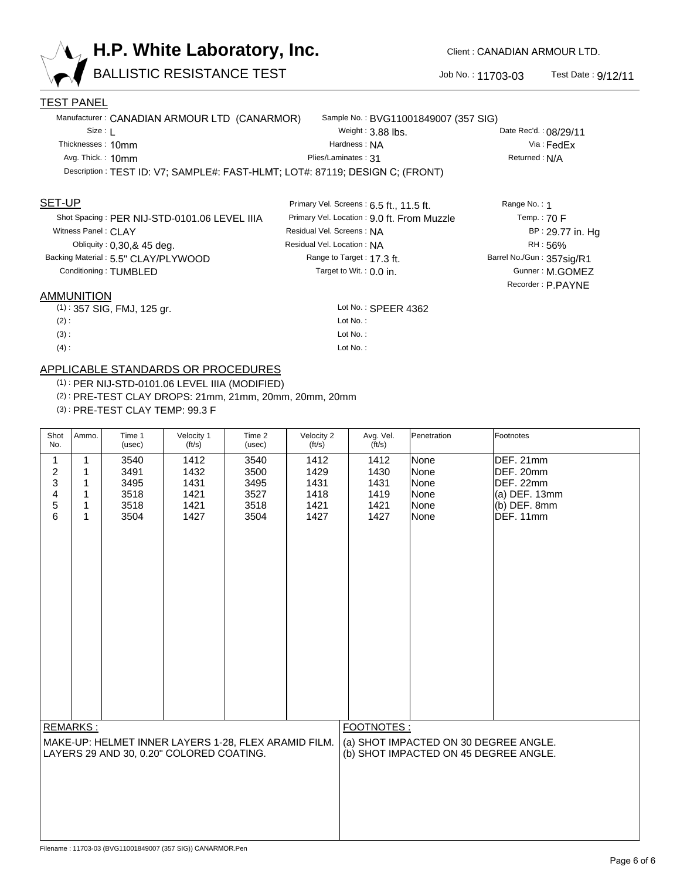# H.P. White Laboratory, Inc.

BALLISTIC RESISTANCE TEST

Client : CANADIAN ARMOUR LTD.

Job No. : 11703-03 Test Date : 9/12/11

## TEST PANEL

Manufacturer : CANADIAN ARMOUR LTD (CANARMOR)
Sample No. : BVG11001849007 (357 SIG)
Size : L
Weight : 3.88 lbs.
Date Rec'd. : 08/29/11
Thicknesses : 10mm
Hardness : NA
Via : FedEx
Avg. Thick. : 10mm
Plies/Laminates : 31
Returned : N/A
Description : TEST ID: V7; SAMPLE#: FAST-HLMT; LOT#: 87119; DESIGN C; (FRONT)

## SET-UP

Shot Spacing : PER NIJ-STD-0101.06 LEVEL IIIA
Witness Panel : CLAY
Obliquity : 0,30,& 45 deg.
Backing Material : 5.5" CLAY/PLYWOOD
Conditioning : TUMBLED

Primary Vel. Screens : 6.5 ft., 11.5 ft.
Primary Vel. Location : 9.0 ft. From Muzzle
Residual Vel. Screens : NA
Residual Vel. Location : NA
Range to Target : 17.3 ft.
Target to Wit. : 0.0 in.

Range No. : 1
Temp. : 70 F
BP : 29.77 in. Hg
RH : 56%
Barrel No./Gun : 357sig/R1
Gunner : M.GOMEZ
Recorder : P.PAYNE

## AMMUNITION

(1) : 357 SIG, FMJ, 125 gr. Lot No. : SPEER 4362
(2) : Lot No. :
(3) : Lot No. :
(4) : Lot No. :

## APPLICABLE STANDARDS OR PROCEDURES

(1) : PER NIJ-STD-0101.06 LEVEL IIIA (MODIFIED)
(2) : PRE-TEST CLAY DROPS: 21mm, 21mm, 20mm, 20mm, 20mm
(3) : PRE-TEST CLAY TEMP: 99.3 F

| Shot No. | Ammo. | Time 1 (usec) | Velocity 1 (ft/s) | Time 2 (usec) | Velocity 2 (ft/s) | Avg. Vel. (ft/s) | Penetration | Footnotes |
|---|---|---|---|---|---|---|---|---|
| 1 | 1 | 3540 | 1412 | 3540 | 1412 | 1412 | None | DEF. 21mm |
| 2 | 1 | 3491 | 1432 | 3500 | 1429 | 1430 | None | DEF. 20mm |
| 3 | 1 | 3495 | 1431 | 3495 | 1431 | 1431 | None | DEF. 22mm |
| 4 | 1 | 3518 | 1421 | 3527 | 1418 | 1419 | None | (a) DEF. 13mm |
| 5 | 1 | 3518 | 1421 | 3518 | 1421 | 1421 | None | (b) DEF. 8mm |
| 6 | 1 | 3504 | 1427 | 3504 | 1427 | 1427 | None | DEF. 11mm |

**REMARKS :**

MAKE-UP: HELMET INNER LAYERS 1-28, FLEX ARAMID FILM. LAYERS 29 AND 30, 0.20" COLORED COATING.

**FOOTNOTES :**

(a) SHOT IMPACTED ON 30 DEGREE ANGLE.
(b) SHOT IMPACTED ON 45 DEGREE ANGLE.

Filename : 11703-03 (BVG11001849007 (357 SIG)) CANARMOR.Pen